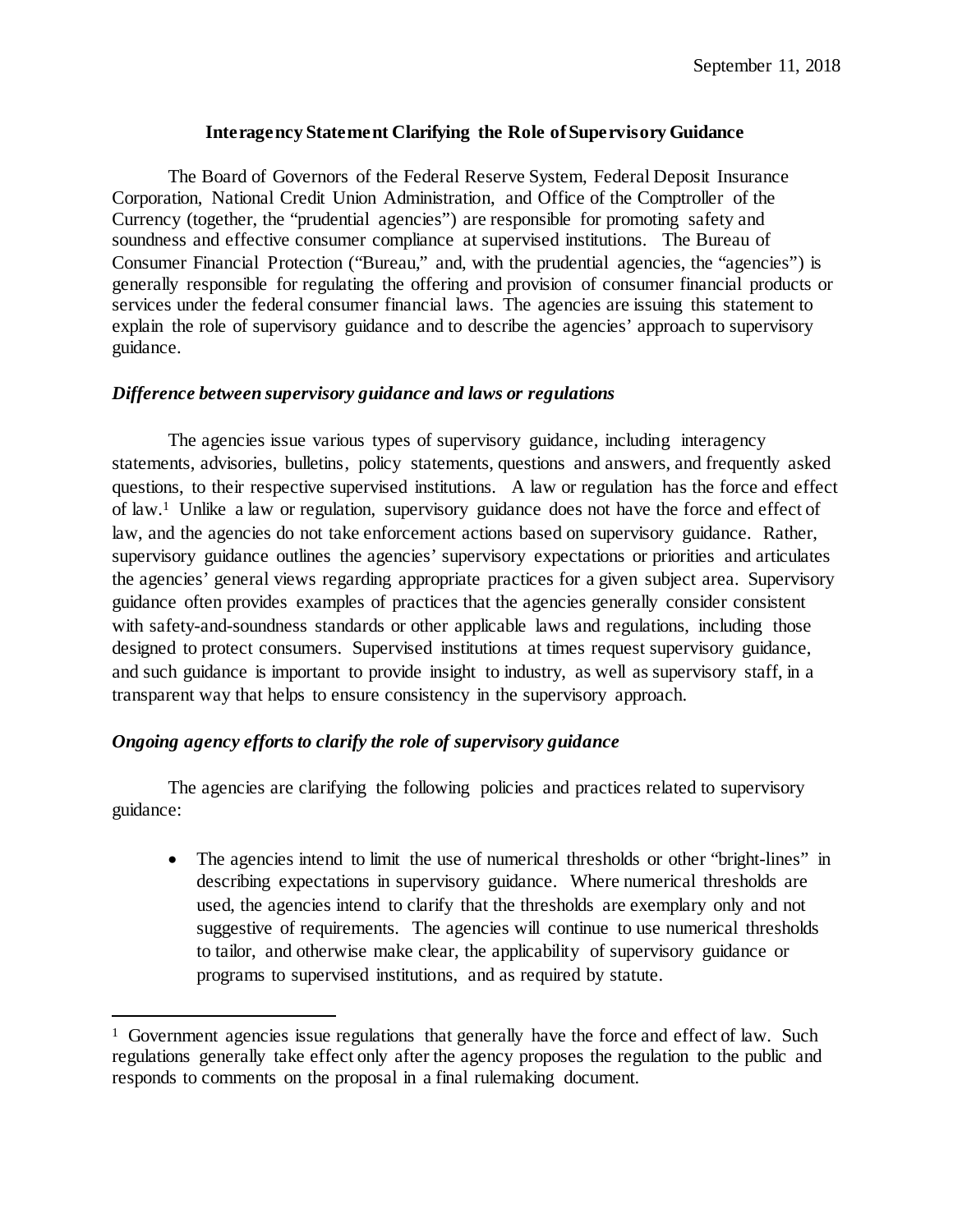September 11, 2018

# Interagency Statement Clarifying the Role of Supervisory Guidance

The Board of Governors of the Federal Reserve System, Federal Deposit Insurance Corporation, National Credit Union Administration, and Office of the Comptroller of the Currency (together, the "prudential agencies") are responsible for promoting safety and soundness and effective consumer compliance at supervised institutions. The Bureau of Consumer Financial Protection ("Bureau," and, with the prudential agencies, the "agencies") is generally responsible for regulating the offering and provision of consumer financial products or services under the federal consumer financial laws. The agencies are issuing this statement to explain the role of supervisory guidance and to describe the agencies' approach to supervisory guidance.

### *Difference between supervisory guidance and laws or regulations*

The agencies issue various types of supervisory guidance, including interagency statements, advisories, bulletins, policy statements, questions and answers, and frequently asked questions, to their respective supervised institutions. A law or regulation has the force and effect of law.[1] Unlike a law or regulation, supervisory guidance does not have the force and effect of law, and the agencies do not take enforcement actions based on supervisory guidance. Rather, supervisory guidance outlines the agencies' supervisory expectations or priorities and articulates the agencies' general views regarding appropriate practices for a given subject area. Supervisory guidance often provides examples of practices that the agencies generally consider consistent with safety-and-soundness standards or other applicable laws and regulations, including those designed to protect consumers. Supervised institutions at times request supervisory guidance, and such guidance is important to provide insight to industry, as well as supervisory staff, in a transparent way that helps to ensure consistency in the supervisory approach.

### *Ongoing agency efforts to clarify the role of supervisory guidance*

The agencies are clarifying the following policies and practices related to supervisory guidance:

- The agencies intend to limit the use of numerical thresholds or other "bright-lines" in describing expectations in supervisory guidance. Where numerical thresholds are used, the agencies intend to clarify that the thresholds are exemplary only and not suggestive of requirements. The agencies will continue to use numerical thresholds to tailor, and otherwise make clear, the applicability of supervisory guidance or programs to supervised institutions, and as required by statute.

---

[1] Government agencies issue regulations that generally have the force and effect of law. Such regulations generally take effect only after the agency proposes the regulation to the public and responds to comments on the proposal in a final rulemaking document.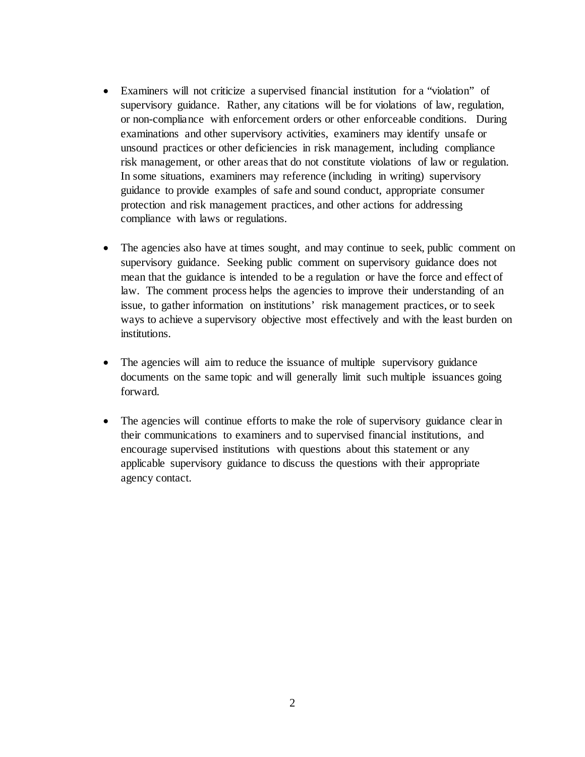- Examiners will not criticize a supervised financial institution for a "violation" of supervisory guidance. Rather, any citations will be for violations of law, regulation, or non-compliance with enforcement orders or other enforceable conditions. During examinations and other supervisory activities, examiners may identify unsafe or unsound practices or other deficiencies in risk management, including compliance risk management, or other areas that do not constitute violations of law or regulation. In some situations, examiners may reference (including in writing) supervisory guidance to provide examples of safe and sound conduct, appropriate consumer protection and risk management practices, and other actions for addressing compliance with laws or regulations.

- The agencies also have at times sought, and may continue to seek, public comment on supervisory guidance. Seeking public comment on supervisory guidance does not mean that the guidance is intended to be a regulation or have the force and effect of law. The comment process helps the agencies to improve their understanding of an issue, to gather information on institutions' risk management practices, or to seek ways to achieve a supervisory objective most effectively and with the least burden on institutions.

- The agencies will aim to reduce the issuance of multiple supervisory guidance documents on the same topic and will generally limit such multiple issuances going forward.

- The agencies will continue efforts to make the role of supervisory guidance clear in their communications to examiners and to supervised financial institutions, and encourage supervised institutions with questions about this statement or any applicable supervisory guidance to discuss the questions with their appropriate agency contact.